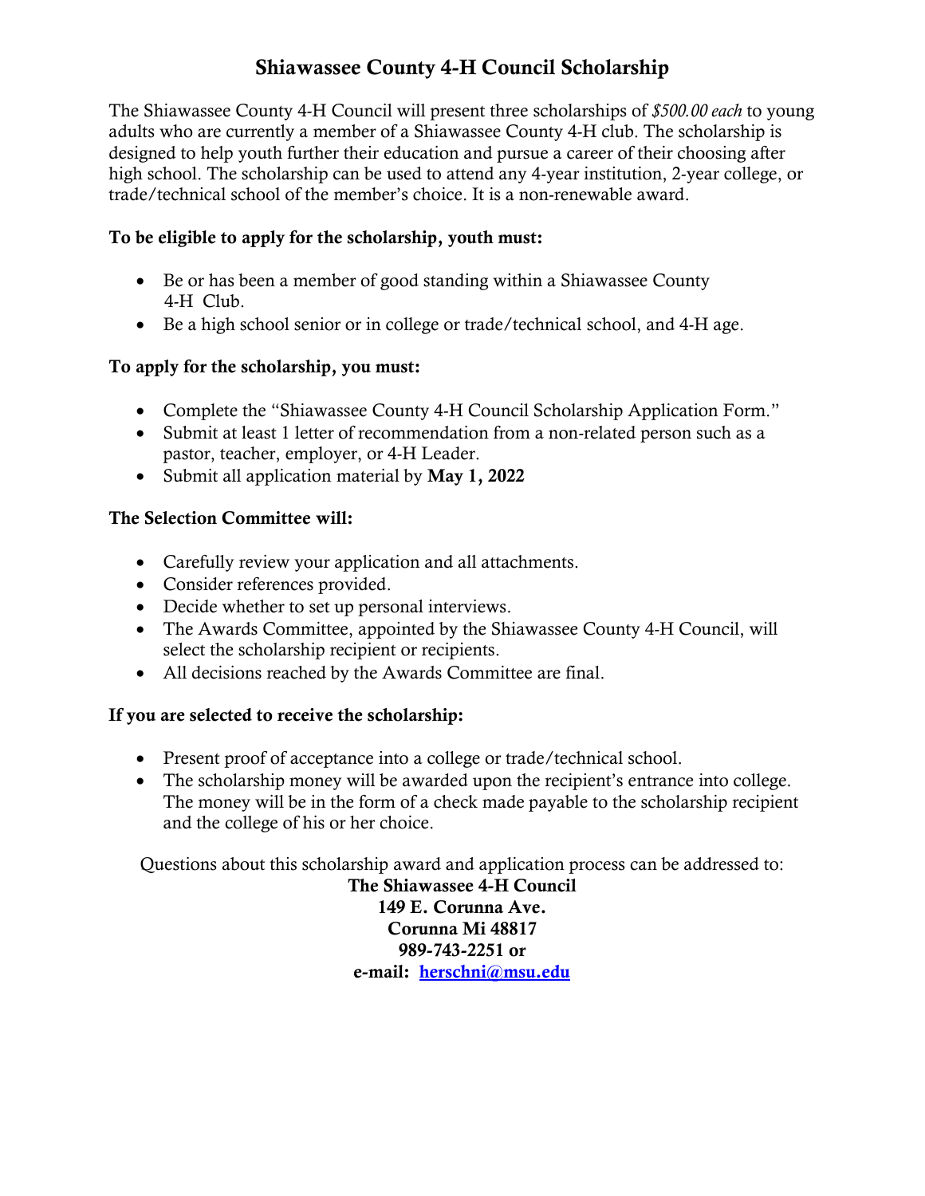# Shiawassee County 4-H Council Scholarship

The Shiawassee County 4-H Council will present three scholarships of *$500.00 each* to young adults who are currently a member of a Shiawassee County 4-H club. The scholarship is designed to help youth further their education and pursue a career of their choosing after high school. The scholarship can be used to attend any 4-year institution, 2-year college, or trade/technical school of the member's choice. It is a non-renewable award.

**To be eligible to apply for the scholarship, youth must:**

- Be or has been a member of good standing within a Shiawassee County 4-H Club.
- Be a high school senior or in college or trade/technical school, and 4-H age.

**To apply for the scholarship, you must:**

- Complete the "Shiawassee County 4-H Council Scholarship Application Form."
- Submit at least 1 letter of recommendation from a non-related person such as a pastor, teacher, employer, or 4-H Leader.
- Submit all application material by **May 1, 2022**

**The Selection Committee will:**

- Carefully review your application and all attachments.
- Consider references provided.
- Decide whether to set up personal interviews.
- The Awards Committee, appointed by the Shiawassee County 4-H Council, will select the scholarship recipient or recipients.
- All decisions reached by the Awards Committee are final.

**If you are selected to receive the scholarship:**

- Present proof of acceptance into a college or trade/technical school.
- The scholarship money will be awarded upon the recipient's entrance into college. The money will be in the form of a check made payable to the scholarship recipient and the college of his or her choice.

Questions about this scholarship award and application process can be addressed to:

**The Shiawassee 4-H Council**
**149 E. Corunna Ave.**
**Corunna Mi 48817**
**989-743-2251 or**
**e-mail: herschni@msu.edu**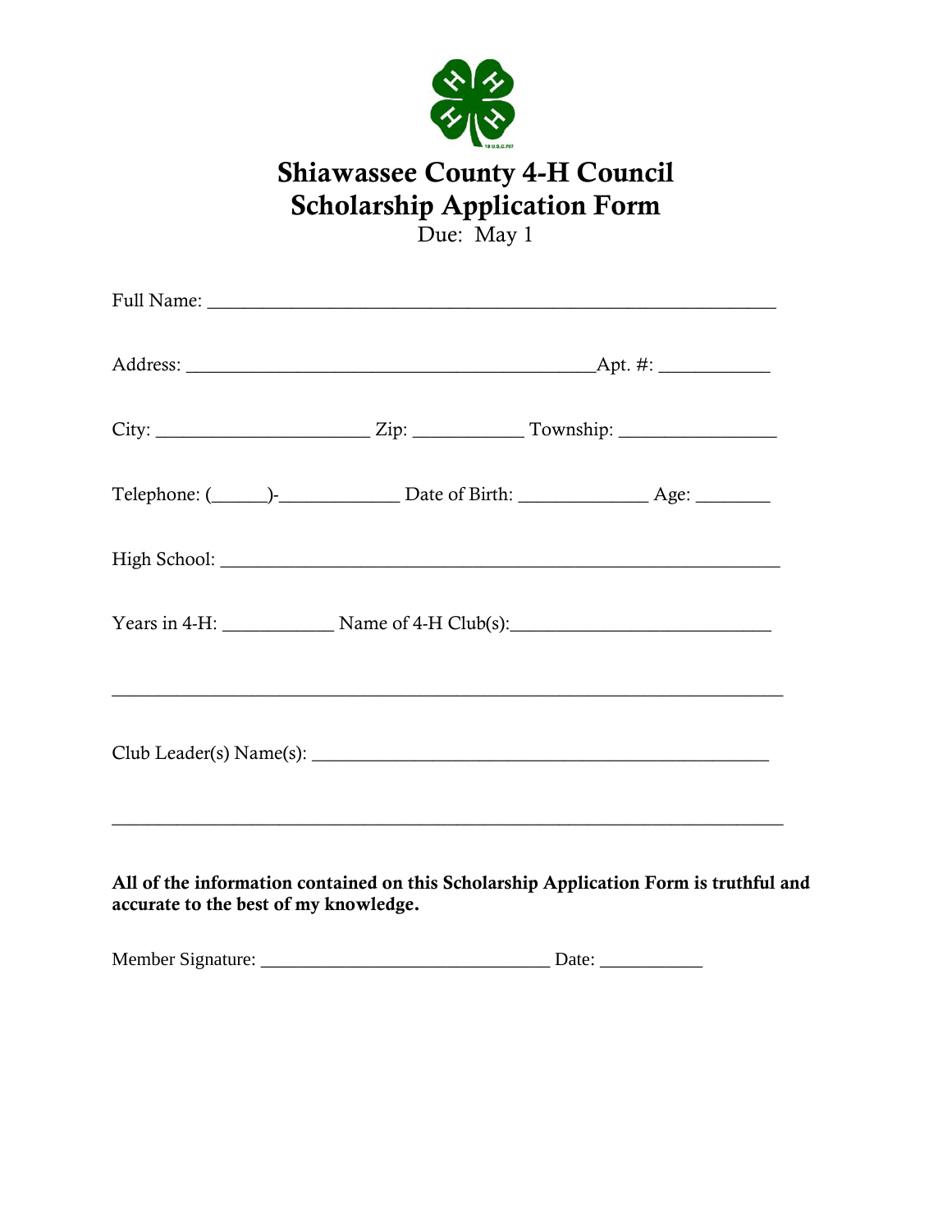# Shiawassee County 4-H Council
# Scholarship Application Form

Due: May 1

Full Name: ___________________________________________________________

Address: ____________________________________________Apt. #: ___________

City: _______________________ Zip: ___________ Township: ________________

Telephone: (______)-____________ Date of Birth: _____________ Age: _______

High School: ____________________________________________________________

Years in 4-H: ___________ Name of 4-H Club(s):___________________________

_________________________________________________________________________

Club Leader(s) Name(s): _________________________________________________

_________________________________________________________________________

**All of the information contained on this Scholarship Application Form is truthful and accurate to the best of my knowledge.**

Member Signature: _______________________________ Date: ___________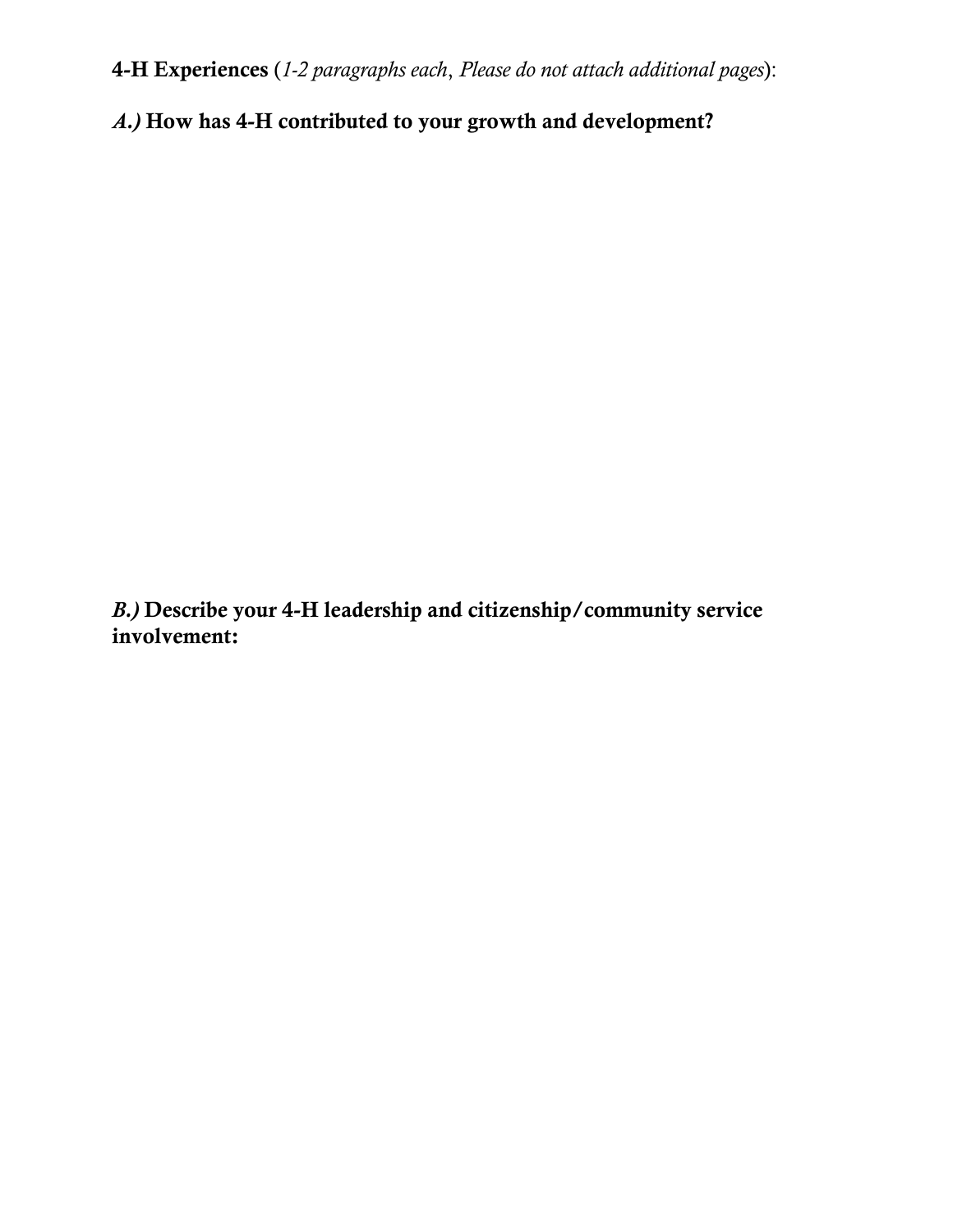**4-H Experiences** (*1-2 paragraphs each*, *Please do not attach additional pages*):

***A.)* How has 4-H contributed to your growth and development?**

***B.)* Describe your 4-H leadership and citizenship/community service involvement:**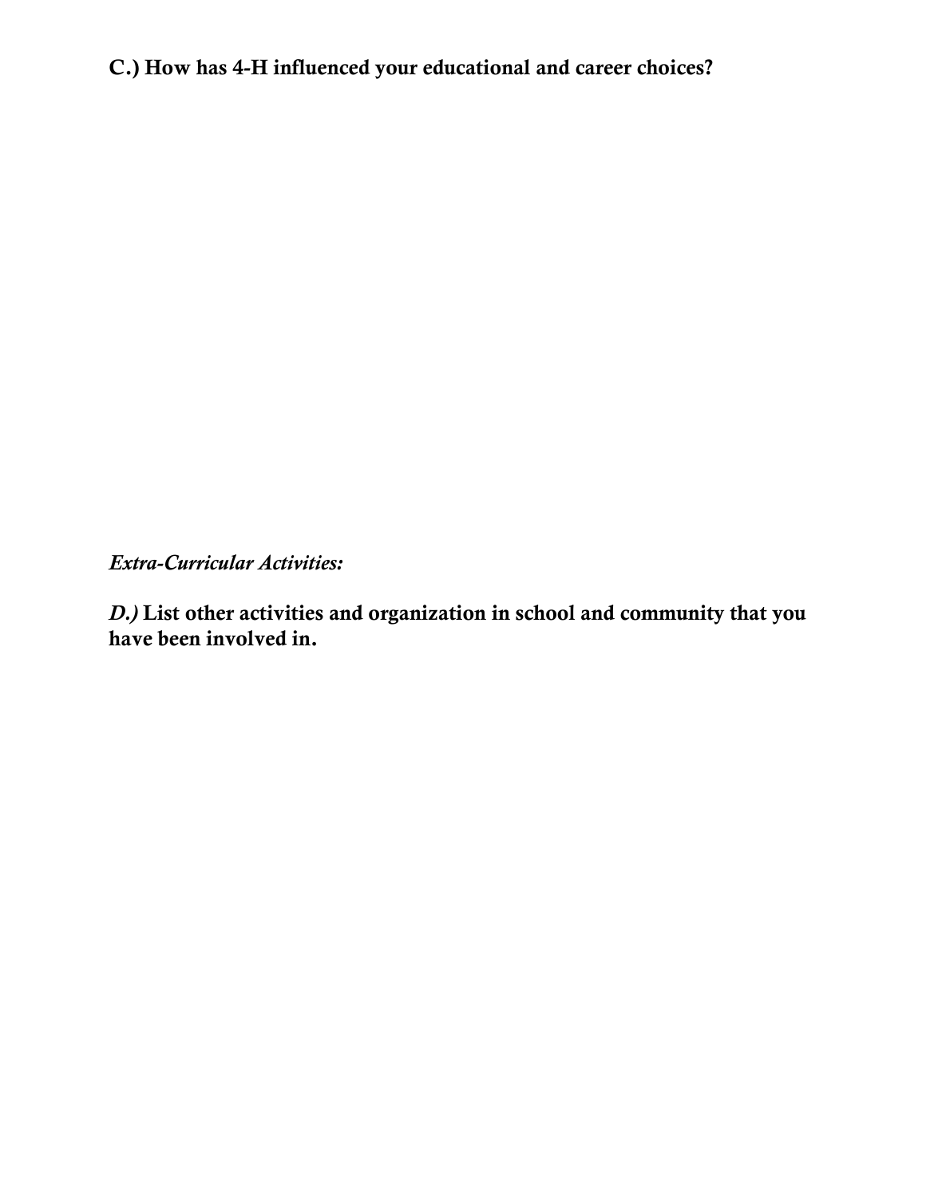**C.) How has 4-H influenced your educational and career choices?**

*Extra-Curricular Activities:*

***D.)*** **List other activities and organization in school and community that you have been involved in.**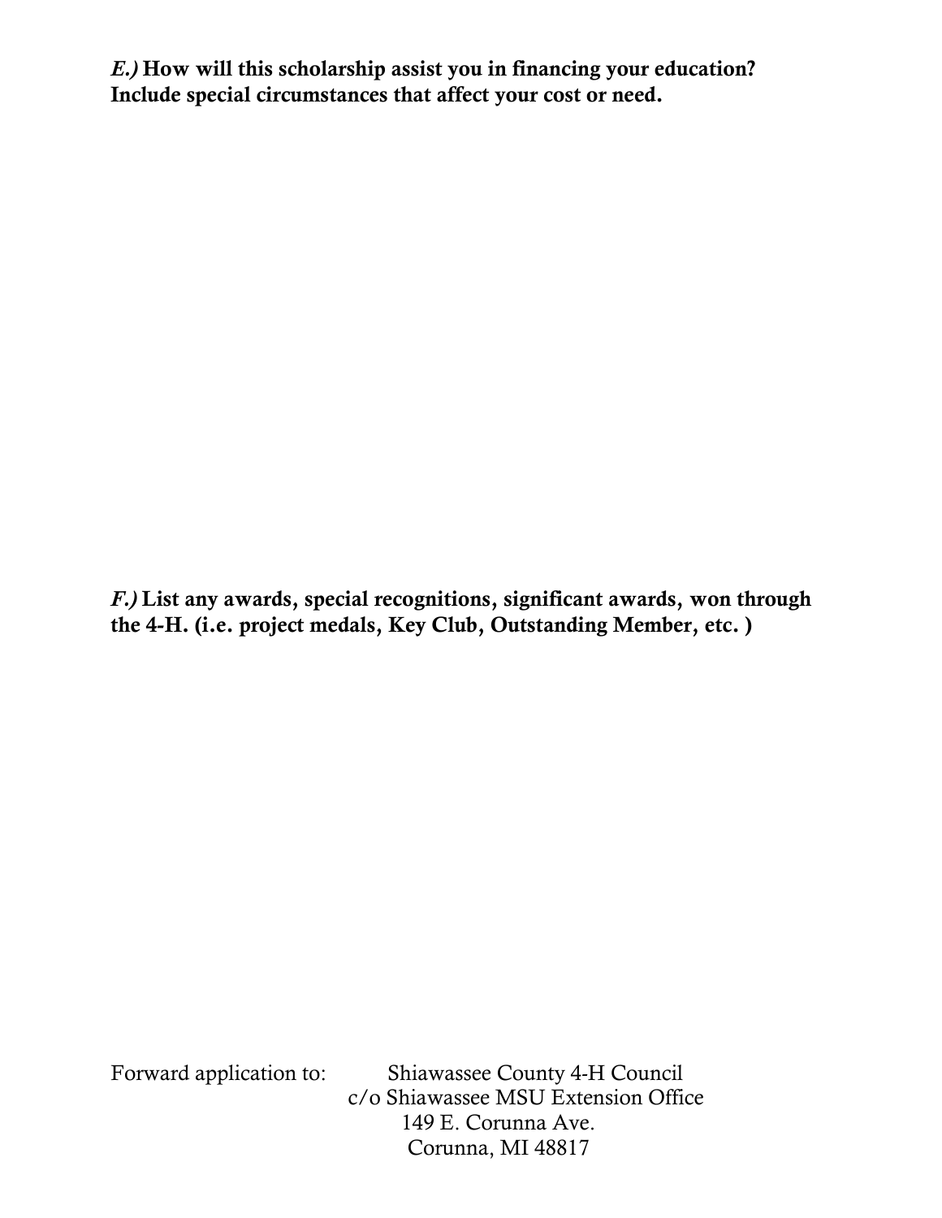***E.)* How will this scholarship assist you in financing your education? Include special circumstances that affect your cost or need.**

***F.)* List any awards, special recognitions, significant awards, won through the 4-H. (i.e. project medals, Key Club, Outstanding Member, etc. )**

Forward application to:

Shiawassee County 4-H Council
c/o Shiawassee MSU Extension Office
149 E. Corunna Ave.
Corunna, MI 48817